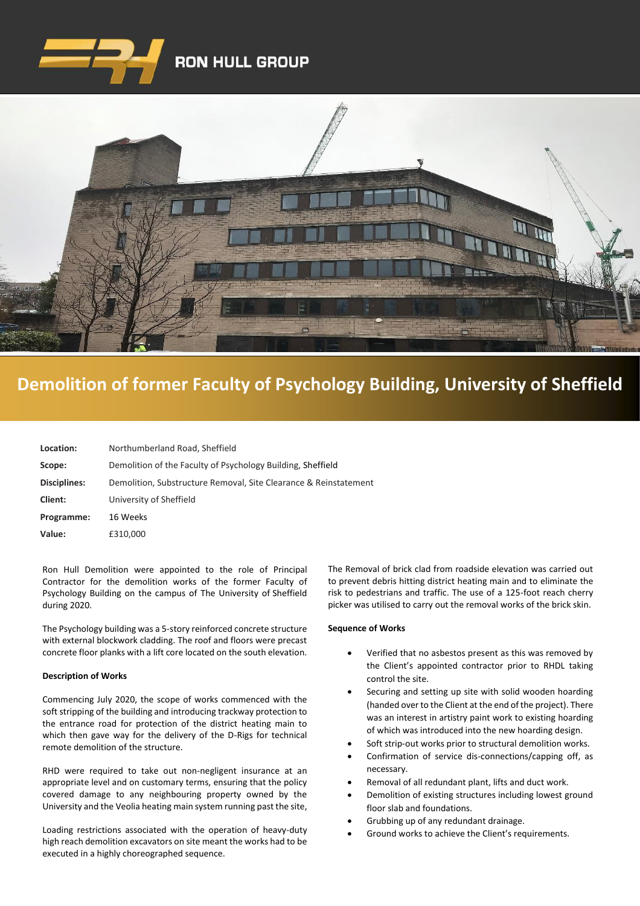RON HULL GROUP

# Demolition of former Faculty of Psychology Building, University of Sheffield

| | |
|---|---|
| **Location:** | Northumberland Road, Sheffield |
| **Scope:** | Demolition of the Faculty of Psychology Building, Sheffield |
| **Disciplines:** | Demolition, Substructure Removal, Site Clearance & Reinstatement |
| **Client:** | University of Sheffield |
| **Programme:** | 16 Weeks |
| **Value:** | £310,000 |

Ron Hull Demolition were appointed to the role of Principal Contractor for the demolition works of the former Faculty of Psychology Building on the campus of The University of Sheffield during 2020.

The Psychology building was a 5-story reinforced concrete structure with external blockwork cladding. The roof and floors were precast concrete floor planks with a lift core located on the south elevation.

**Description of Works**

Commencing July 2020, the scope of works commenced with the soft stripping of the building and introducing trackway protection to the entrance road for protection of the district heating main to which then gave way for the delivery of the D-Rigs for technical remote demolition of the structure.

RHD were required to take out non-negligent insurance at an appropriate level and on customary terms, ensuring that the policy covered damage to any neighbouring property owned by the University and the Veolia heating main system running past the site,

Loading restrictions associated with the operation of heavy-duty high reach demolition excavators on site meant the works had to be executed in a highly choreographed sequence.

The Removal of brick clad from roadside elevation was carried out to prevent debris hitting district heating main and to eliminate the risk to pedestrians and traffic. The use of a 125-foot reach cherry picker was utilised to carry out the removal works of the brick skin.

**Sequence of Works**

- Verified that no asbestos present as this was removed by the Client's appointed contractor prior to RHDL taking control the site.
- Securing and setting up site with solid wooden hoarding (handed over to the Client at the end of the project). There was an interest in artistry paint work to existing hoarding of which was introduced into the new hoarding design.
- Soft strip-out works prior to structural demolition works.
- Confirmation of service dis-connections/capping off, as necessary.
- Removal of all redundant plant, lifts and duct work.
- Demolition of existing structures including lowest ground floor slab and foundations.
- Grubbing up of any redundant drainage.
- Ground works to achieve the Client's requirements.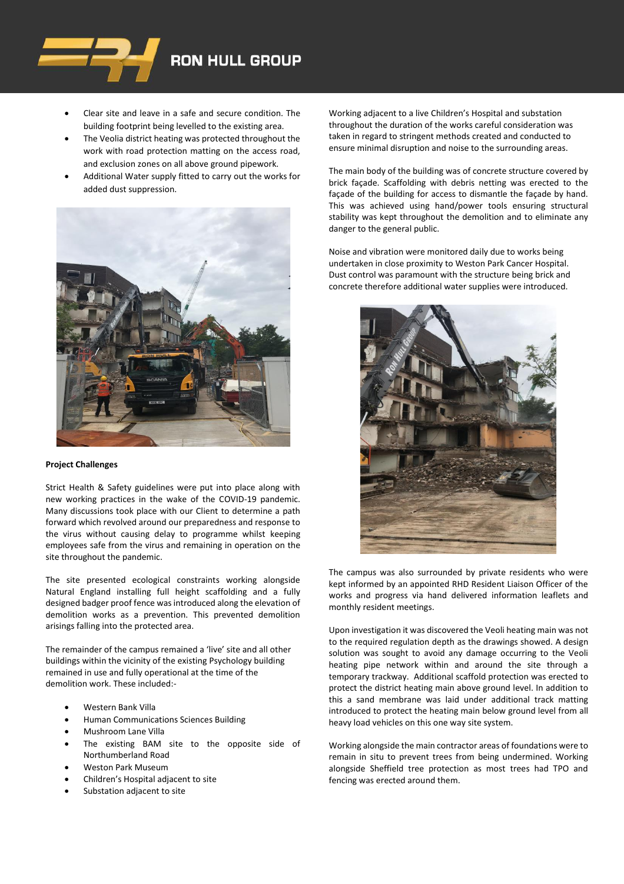- Clear site and leave in a safe and secure condition. The building footprint being levelled to the existing area.
- The Veolia district heating was protected throughout the work with road protection matting on the access road, and exclusion zones on all above ground pipework.
- Additional Water supply fitted to carry out the works for added dust suppression.

**Project Challenges**

Strict Health & Safety guidelines were put into place along with new working practices in the wake of the COVID-19 pandemic. Many discussions took place with our Client to determine a path forward which revolved around our preparedness and response to the virus without causing delay to programme whilst keeping employees safe from the virus and remaining in operation on the site throughout the pandemic.

The site presented ecological constraints working alongside Natural England installing full height scaffolding and a fully designed badger proof fence was introduced along the elevation of demolition works as a prevention. This prevented demolition arisings falling into the protected area.

The remainder of the campus remained a 'live' site and all other buildings within the vicinity of the existing Psychology building remained in use and fully operational at the time of the demolition work. These included:-

- Western Bank Villa
- Human Communications Sciences Building
- Mushroom Lane Villa
- The existing BAM site to the opposite side of Northumberland Road
- Weston Park Museum
- Children's Hospital adjacent to site
- Substation adjacent to site

Working adjacent to a live Children's Hospital and substation throughout the duration of the works careful consideration was taken in regard to stringent methods created and conducted to ensure minimal disruption and noise to the surrounding areas.

The main body of the building was of concrete structure covered by brick façade. Scaffolding with debris netting was erected to the façade of the building for access to dismantle the façade by hand. This was achieved using hand/power tools ensuring structural stability was kept throughout the demolition and to eliminate any danger to the general public.

Noise and vibration were monitored daily due to works being undertaken in close proximity to Weston Park Cancer Hospital. Dust control was paramount with the structure being brick and concrete therefore additional water supplies were introduced.

The campus was also surrounded by private residents who were kept informed by an appointed RHD Resident Liaison Officer of the works and progress via hand delivered information leaflets and monthly resident meetings.

Upon investigation it was discovered the Veoli heating main was not to the required regulation depth as the drawings showed. A design solution was sought to avoid any damage occurring to the Veoli heating pipe network within and around the site through a temporary trackway. Additional scaffold protection was erected to protect the district heating main above ground level. In addition to this a sand membrane was laid under additional track matting introduced to protect the heating main below ground level from all heavy load vehicles on this one way site system.

Working alongside the main contractor areas of foundations were to remain in situ to prevent trees from being undermined. Working alongside Sheffield tree protection as most trees had TPO and fencing was erected around them.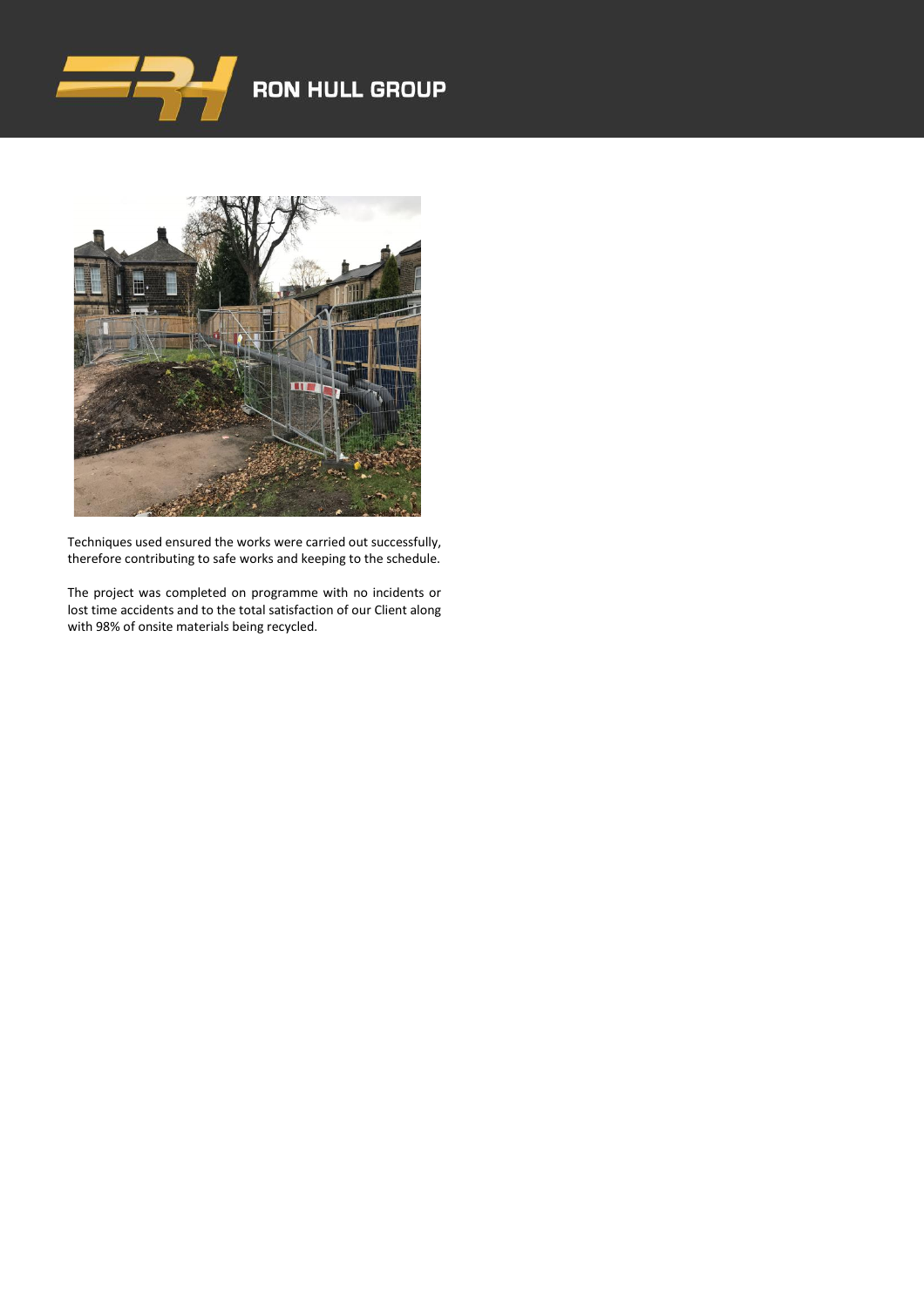Techniques used ensured the works were carried out successfully, therefore contributing to safe works and keeping to the schedule.

The project was completed on programme with no incidents or lost time accidents and to the total satisfaction of our Client along with 98% of onsite materials being recycled.